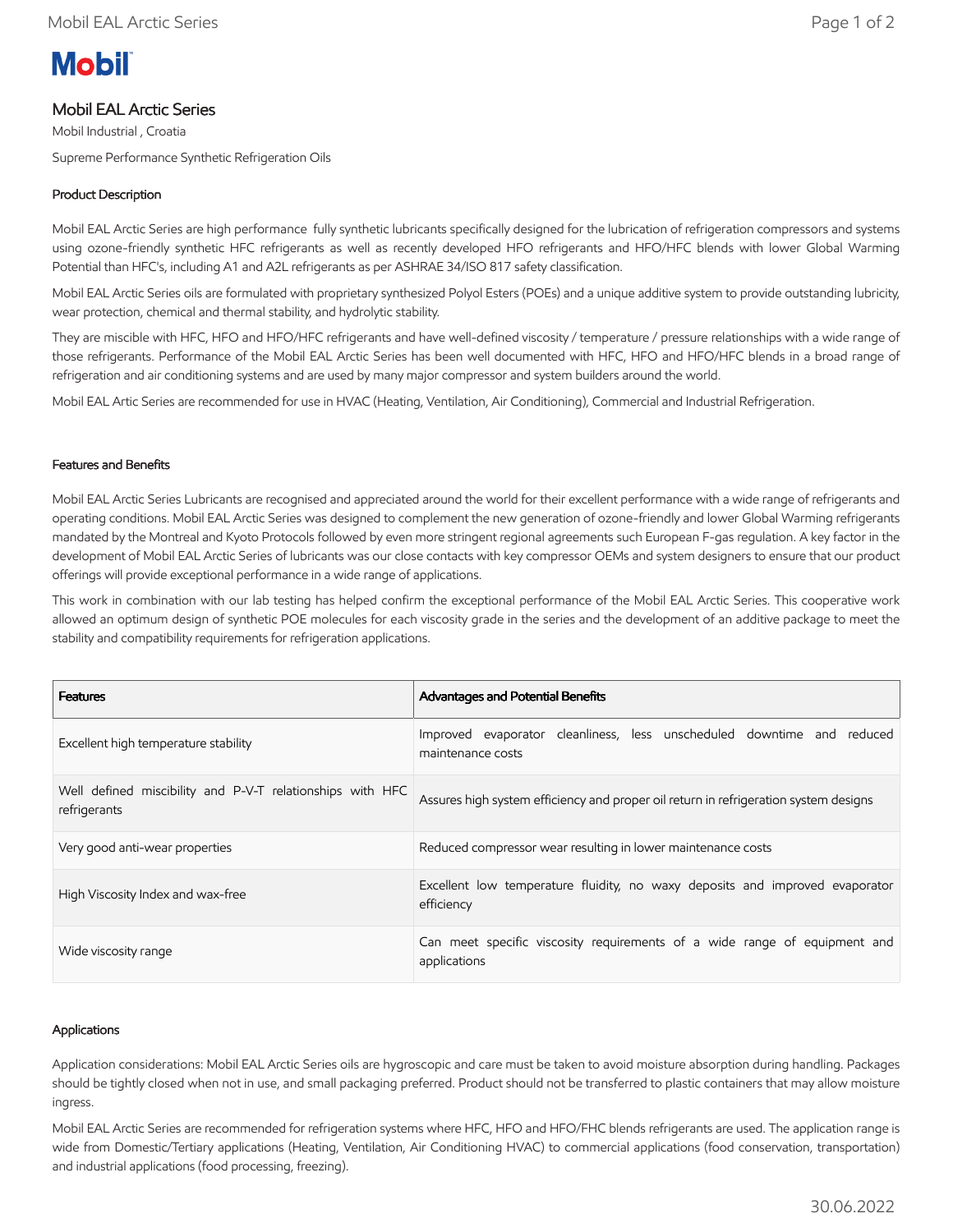# Mobil EAL Arctic Series

Mobil Industrial , Croatia

Supreme Performance Synthetic Refrigeration Oils

## Product Description

Mobil EAL Arctic Series are high performance fully synthetic lubricants specifically designed for the lubrication of refrigeration compressors and systems using ozone-friendly synthetic HFC refrigerants as well as recently developed HFO refrigerants and HFO/HFC blends with lower Global Warming Potential than HFC's, including A1 and A2L refrigerants as per ASHRAE 34/ISO 817 safety classification.

Mobil EAL Arctic Series oils are formulated with proprietary synthesized Polyol Esters (POEs) and a unique additive system to provide outstanding lubricity, wear protection, chemical and thermal stability, and hydrolytic stability.

They are miscible with HFC, HFO and HFO/HFC refrigerants and have well-defined viscosity / temperature / pressure relationships with a wide range of those refrigerants. Performance of the Mobil EAL Arctic Series has been well documented with HFC, HFO and HFO/HFC blends in a broad range of refrigeration and air conditioning systems and are used by many major compressor and system builders around the world.

Mobil EAL Artic Series are recommended for use in HVAC (Heating, Ventilation, Air Conditioning), Commercial and Industrial Refrigeration.

## Features and Benefits

Mobil EAL Arctic Series Lubricants are recognised and appreciated around the world for their excellent performance with a wide range of refrigerants and operating conditions. Mobil EAL Arctic Series was designed to complement the new generation of ozone-friendly and lower Global Warming refrigerants mandated by the Montreal and Kyoto Protocols followed by even more stringent regional agreements such European F-gas regulation. A key factor in the development of Mobil EAL Arctic Series of lubricants was our close contacts with key compressor OEMs and system designers to ensure that our product offerings will provide exceptional performance in a wide range of applications.

This work in combination with our lab testing has helped confirm the exceptional performance of the Mobil EAL Arctic Series. This cooperative work allowed an optimum design of synthetic POE molecules for each viscosity grade in the series and the development of an additive package to meet the stability and compatibility requirements for refrigeration applications.

| Features | Advantages and Potential Benefits |
|---|---|
| Excellent high temperature stability | Improved evaporator cleanliness, less unscheduled downtime and reduced maintenance costs |
| Well defined miscibility and P-V-T relationships with HFC refrigerants | Assures high system efficiency and proper oil return in refrigeration system designs |
| Very good anti-wear properties | Reduced compressor wear resulting in lower maintenance costs |
| High Viscosity Index and wax-free | Excellent low temperature fluidity, no waxy deposits and improved evaporator efficiency |
| Wide viscosity range | Can meet specific viscosity requirements of a wide range of equipment and applications |

## Applications

Application considerations: Mobil EAL Arctic Series oils are hygroscopic and care must be taken to avoid moisture absorption during handling. Packages should be tightly closed when not in use, and small packaging preferred. Product should not be transferred to plastic containers that may allow moisture ingress.

Mobil EAL Arctic Series are recommended for refrigeration systems where HFC, HFO and HFO/FHC blends refrigerants are used. The application range is wide from Domestic/Tertiary applications (Heating, Ventilation, Air Conditioning HVAC) to commercial applications (food conservation, transportation) and industrial applications (food processing, freezing).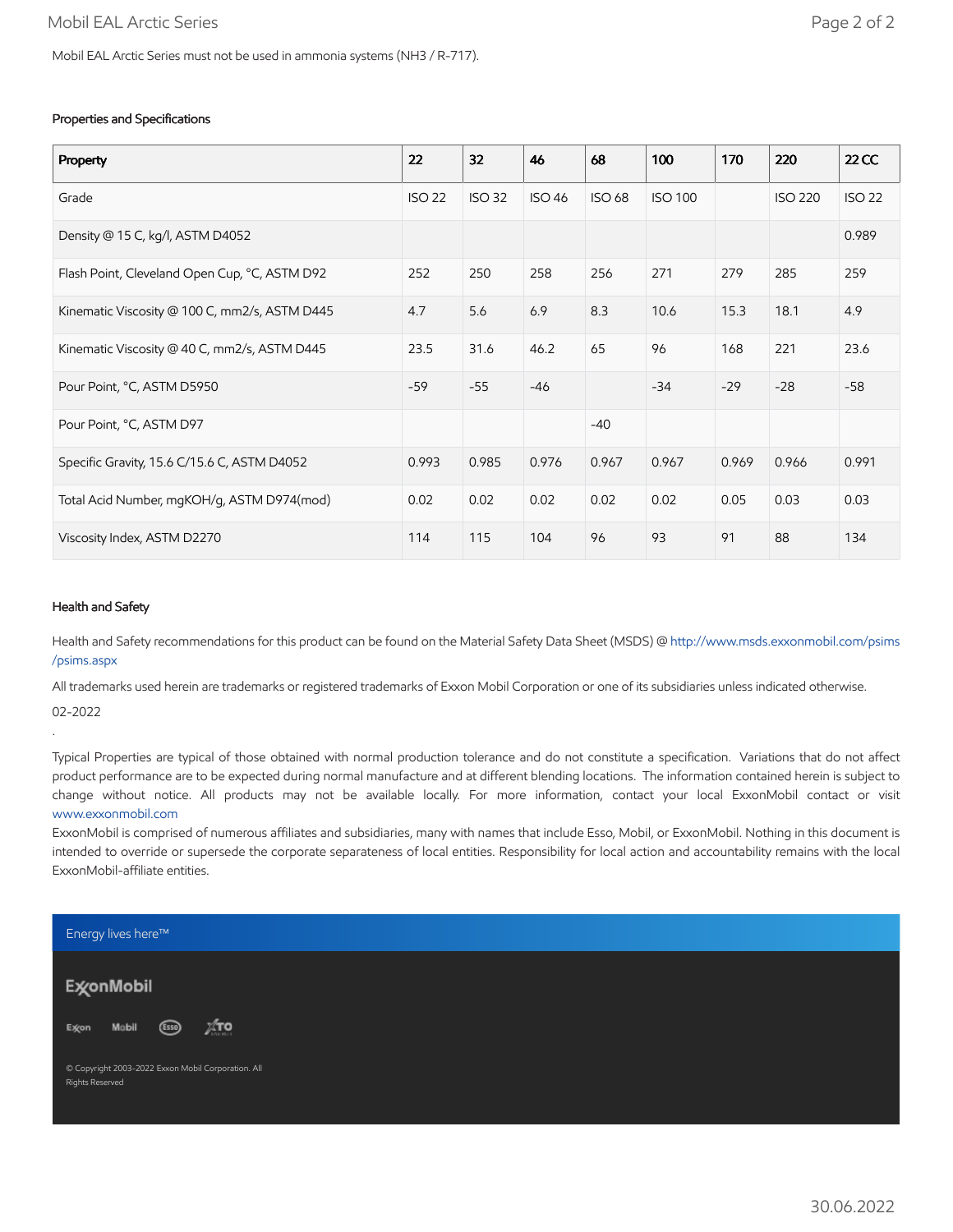Mobil EAL Arctic Series must not be used in ammonia systems ($NH_3$ / R-717).

### Properties and Specifications

| Property | 22 | 32 | 46 | 68 | 100 | 170 | 220 | 22 CC |
|---|---|---|---|---|---|---|---|---|
| Grade | ISO 22 | ISO 32 | ISO 46 | ISO 68 | ISO 100 | | ISO 220 | ISO 22 |
| Density @ 15 C, kg/l, ASTM D4052 | | | | | | | | 0.989 |
| Flash Point, Cleveland Open Cup, °C, ASTM D92 | 252 | 250 | 258 | 256 | 271 | 279 | 285 | 259 |
| Kinematic Viscosity @ 100 C, mm2/s, ASTM D445 | 4.7 | 5.6 | 6.9 | 8.3 | 10.6 | 15.3 | 18.1 | 4.9 |
| Kinematic Viscosity @ 40 C, mm2/s, ASTM D445 | 23.5 | 31.6 | 46.2 | 65 | 96 | 168 | 221 | 23.6 |
| Pour Point, °C, ASTM D5950 | -59 | -55 | -46 | | -34 | -29 | -28 | -58 |
| Pour Point, °C, ASTM D97 | | | | -40 | | | | |
| Specific Gravity, 15.6 C/15.6 C, ASTM D4052 | 0.993 | 0.985 | 0.976 | 0.967 | 0.967 | 0.969 | 0.966 | 0.991 |
| Total Acid Number, mgKOH/g, ASTM D974(mod) | 0.02 | 0.02 | 0.02 | 0.02 | 0.02 | 0.05 | 0.03 | 0.03 |
| Viscosity Index, ASTM D2270 | 114 | 115 | 104 | 96 | 93 | 91 | 88 | 134 |

### Health and Safety

Health and Safety recommendations for this product can be found on the Material Safety Data Sheet (MSDS) @ http://www.msds.exxonmobil.com/psims/psims.aspx

All trademarks used herein are trademarks or registered trademarks of Exxon Mobil Corporation or one of its subsidiaries unless indicated otherwise.

02-2022

.

Typical Properties are typical of those obtained with normal production tolerance and do not constitute a specification. Variations that do not affect product performance are to be expected during normal manufacture and at different blending locations. The information contained herein is subject to change without notice. All products may not be available locally. For more information, contact your local ExxonMobil contact or visit www.exxonmobil.com

ExxonMobil is comprised of numerous affiliates and subsidiaries, many with names that include Esso, Mobil, or ExxonMobil. Nothing in this document is intended to override or supersede the corporate separateness of local entities. Responsibility for local action and accountability remains with the local ExxonMobil-affiliate entities.

Energy lives here™

ExxonMobil

Exxon Mobil Esso XTO

© Copyright 2003-2022 Exxon Mobil Corporation. All Rights Reserved

30.06.2022